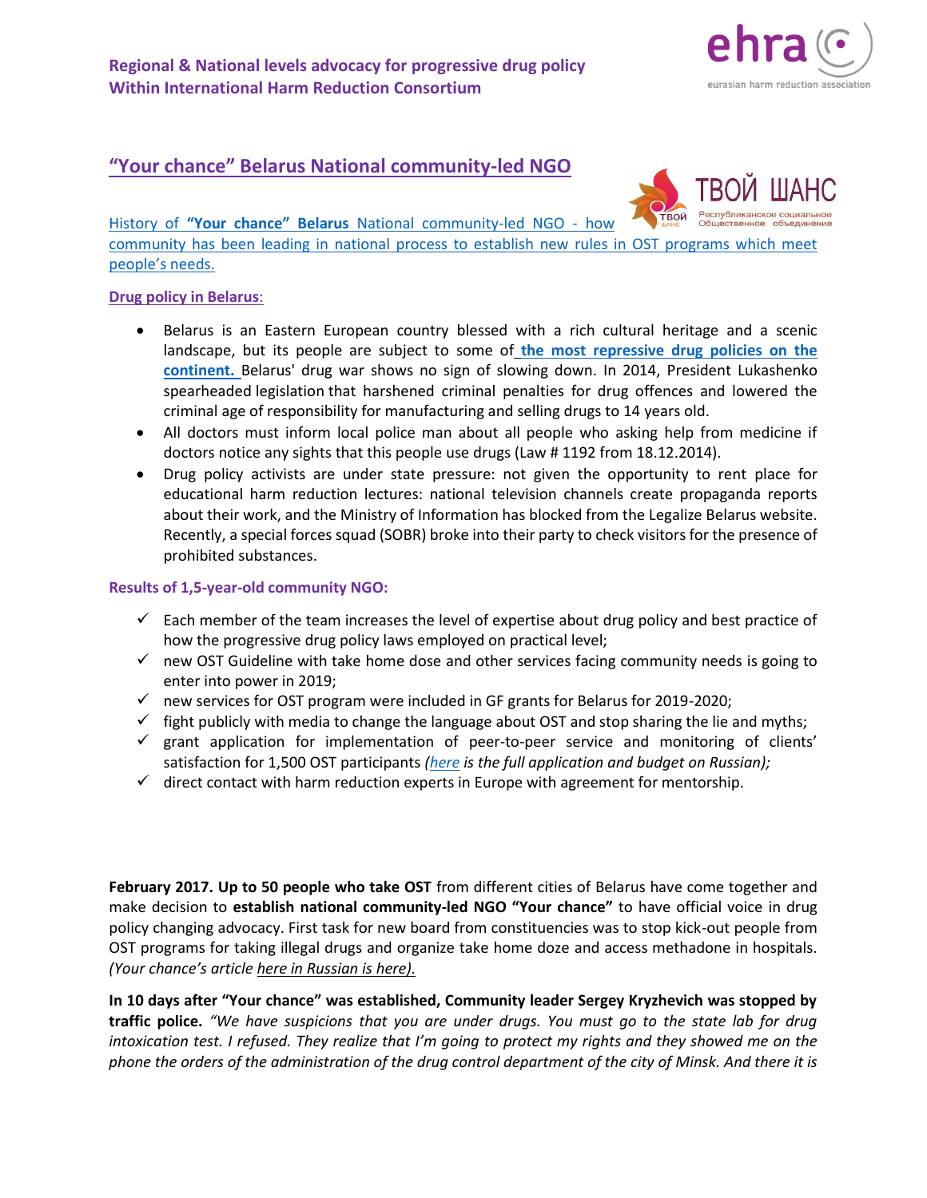**Regional & National levels advocacy for progressive drug policy**
**Within International Harm Reduction Consortium**

## "Your chance" Belarus National community-led NGO

History of **"Your chance" Belarus** National community-led NGO - how community has been leading in national process to establish new rules in OST programs which meet people's needs.

### Drug policy in Belarus:

- Belarus is an Eastern European country blessed with a rich cultural heritage and a scenic landscape, but its people are subject to some of **the most repressive drug policies on the continent.** Belarus' drug war shows no sign of slowing down. In 2014, President Lukashenko spearheaded legislation that harshened criminal penalties for drug offences and lowered the criminal age of responsibility for manufacturing and selling drugs to 14 years old.
- All doctors must inform local police man about all people who asking help from medicine if doctors notice any sights that this people use drugs (Law # 1192 from 18.12.2014).
- Drug policy activists are under state pressure: not given the opportunity to rent place for educational harm reduction lectures: national television channels create propaganda reports about their work, and the Ministry of Information has blocked from the Legalize Belarus website. Recently, a special forces squad (SOBR) broke into their party to check visitors for the presence of prohibited substances.

### Results of 1,5-year-old community NGO:

- ✓ Each member of the team increases the level of expertise about drug policy and best practice of how the progressive drug policy laws employed on practical level;
- ✓ new OST Guideline with take home dose and other services facing community needs is going to enter into power in 2019;
- ✓ new services for OST program were included in GF grants for Belarus for 2019-2020;
- ✓ fight publicly with media to change the language about OST and stop sharing the lie and myths;
- ✓ grant application for implementation of peer-to-peer service and monitoring of clients' satisfaction for 1,500 OST participants *(here is the full application and budget on Russian);*
- ✓ direct contact with harm reduction experts in Europe with agreement for mentorship.

**February 2017. Up to 50 people who take OST** from different cities of Belarus have come together and make decision to **establish national community-led NGO "Your chance"** to have official voice in drug policy changing advocacy. First task for new board from constituencies was to stop kick-out people from OST programs for taking illegal drugs and organize take home doze and access methadone in hospitals. *(Your chance's article here in Russian is here).*

**In 10 days after "Your chance" was established, Community leader Sergey Kryzhevich was stopped by traffic police.** *"We have suspicions that you are under drugs. You must go to the state lab for drug intoxication test. I refused. They realize that I'm going to protect my rights and they showed me on the phone the orders of the administration of the drug control department of the city of Minsk. And there it is*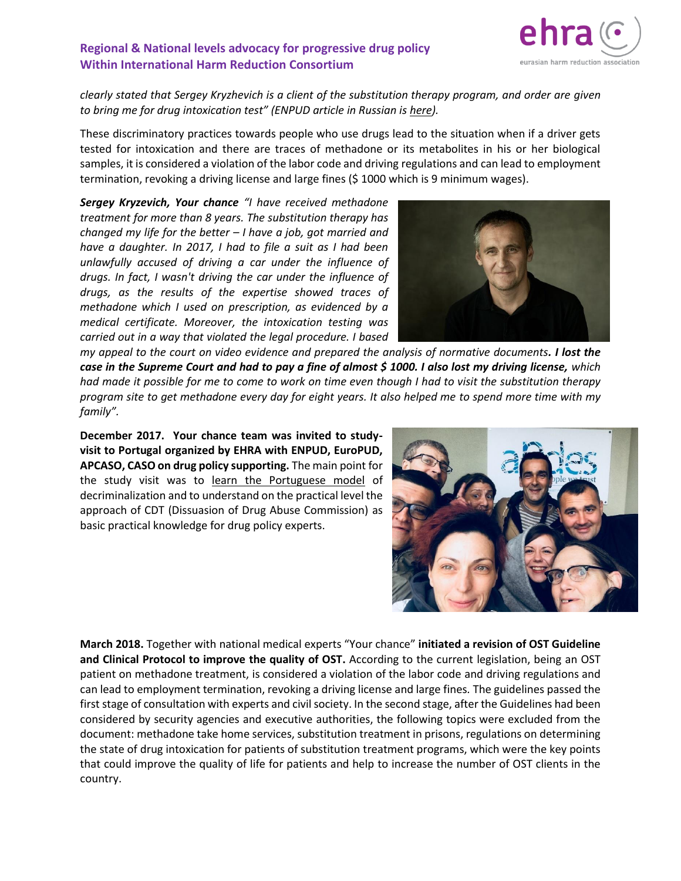*clearly stated that Sergey Kryzhevich is a client of the substitution therapy program, and order are given to bring me for drug intoxication test" (ENPUD article in Russian is here).*

These discriminatory practices towards people who use drugs lead to the situation when if a driver gets tested for intoxication and there are traces of methadone or its metabolites in his or her biological samples, it is considered a violation of the labor code and driving regulations and can lead to employment termination, revoking a driving license and large fines ($ 1000 which is 9 minimum wages).

***Sergey Kryzevich, Your chance*** *"I have received methadone treatment for more than 8 years. The substitution therapy has changed my life for the better – I have a job, got married and have a daughter. In 2017, I had to file a suit as I had been unlawfully accused of driving a car under the influence of drugs. In fact, I wasn't driving the car under the influence of drugs, as the results of the expertise showed traces of methadone which I used on prescription, as evidenced by a medical certificate. Moreover, the intoxication testing was carried out in a way that violated the legal procedure. I based my appeal to the court on video evidence and prepared the analysis of normative documents.* ***I lost the case in the Supreme Court and had to pay a fine of almost $ 1000. I also lost my driving license,*** *which had made it possible for me to come to work on time even though I had to visit the substitution therapy program site to get methadone every day for eight years. It also helped me to spend more time with my family".*

**December 2017. Your chance team was invited to study-visit to Portugal organized by EHRA with ENPUD, EuroPUD, APCASO, CASO on drug policy supporting.** The main point for the study visit was to learn the Portuguese model of decriminalization and to understand on the practical level the approach of CDT (Dissuasion of Drug Abuse Commission) as basic practical knowledge for drug policy experts.

**March 2018.** Together with national medical experts "Your chance" **initiated a revision of OST Guideline and Clinical Protocol to improve the quality of OST.** According to the current legislation, being an OST patient on methadone treatment, is considered a violation of the labor code and driving regulations and can lead to employment termination, revoking a driving license and large fines. The guidelines passed the first stage of consultation with experts and civil society. In the second stage, after the Guidelines had been considered by security agencies and executive authorities, the following topics were excluded from the document: methadone take home services, substitution treatment in prisons, regulations on determining the state of drug intoxication for patients of substitution treatment programs, which were the key points that could improve the quality of life for patients and help to increase the number of OST clients in the country.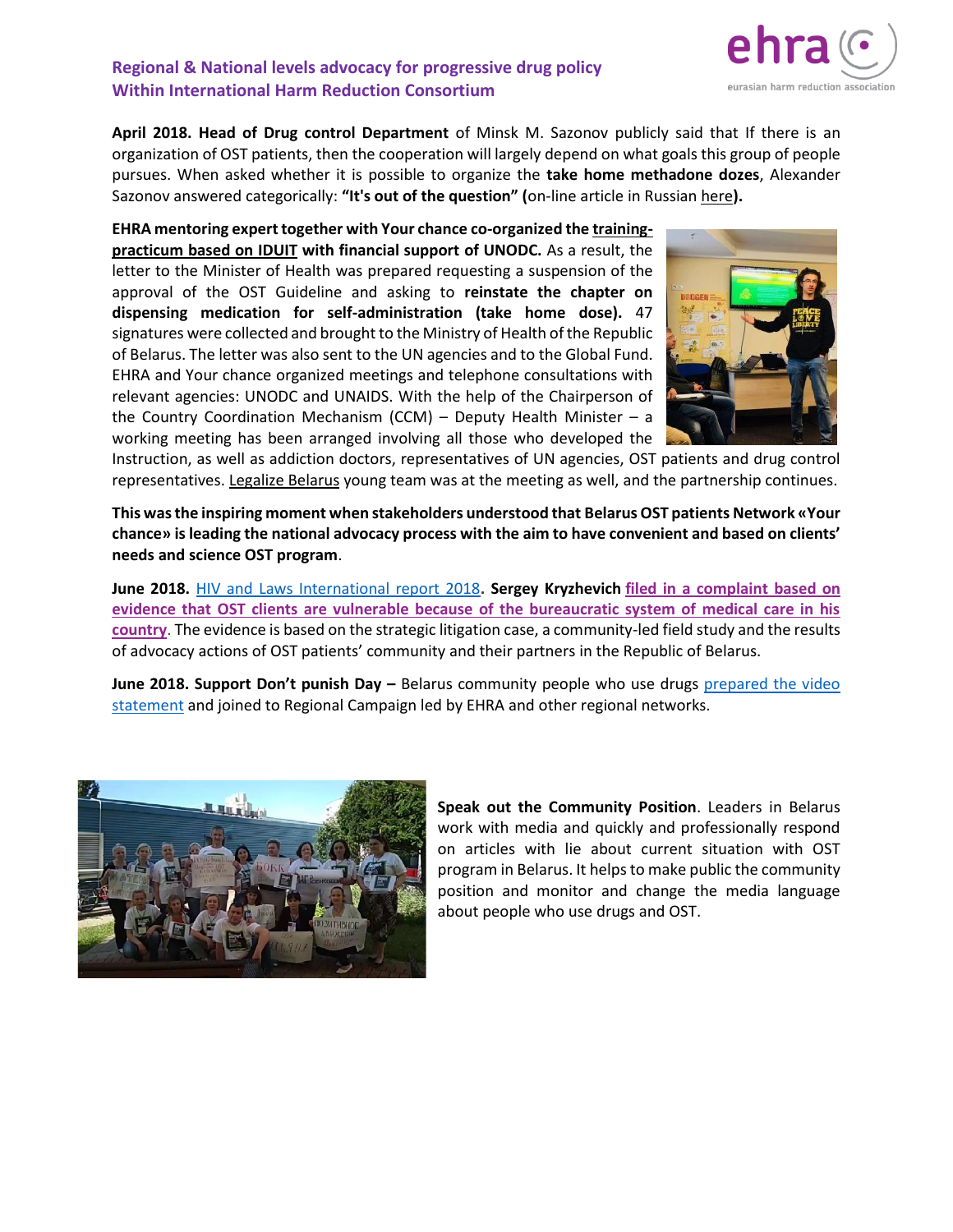**April 2018. Head of Drug control Department** of Minsk M. Sazonov publicly said that If there is an organization of OST patients, then the cooperation will largely depend on what goals this group of people pursues. When asked whether it is possible to organize the **take home methadone dozes**, Alexander Sazonov answered categorically: **"It's out of the question" (**on-line article in Russian here**).**

**EHRA mentoring expert together with Your chance co-organized the training-practicum based on IDUIT with financial support of UNODC.** As a result, the letter to the Minister of Health was prepared requesting a suspension of the approval of the OST Guideline and asking to **reinstate the chapter on dispensing medication for self-administration (take home dose).** 47 signatures were collected and brought to the Ministry of Health of the Republic of Belarus. The letter was also sent to the UN agencies and to the Global Fund. EHRA and Your chance organized meetings and telephone consultations with relevant agencies: UNODC and UNAIDS. With the help of the Chairperson of the Country Coordination Mechanism (CCM) – Deputy Health Minister – a working meeting has been arranged involving all those who developed the Instruction, as well as addiction doctors, representatives of UN agencies, OST patients and drug control representatives. Legalize Belarus young team was at the meeting as well, and the partnership continues.

**This was the inspiring moment when stakeholders understood that Belarus OST patients Network «Your chance» is leading the national advocacy process with the aim to have convenient and based on clients' needs and science OST program**.

**June 2018.** HIV and Laws International report 2018**. Sergey Kryzhevich filed in a complaint based on evidence that OST clients are vulnerable because of the bureaucratic system of medical care in his country**. The evidence is based on the strategic litigation case, a community-led field study and the results of advocacy actions of OST patients' community and their partners in the Republic of Belarus.

**June 2018. Support Don't punish Day –** Belarus community people who use drugs prepared the video statement and joined to Regional Campaign led by EHRA and other regional networks.

**Speak out the Community Position**. Leaders in Belarus work with media and quickly and professionally respond on articles with lie about current situation with OST program in Belarus. It helps to make public the community position and monitor and change the media language about people who use drugs and OST.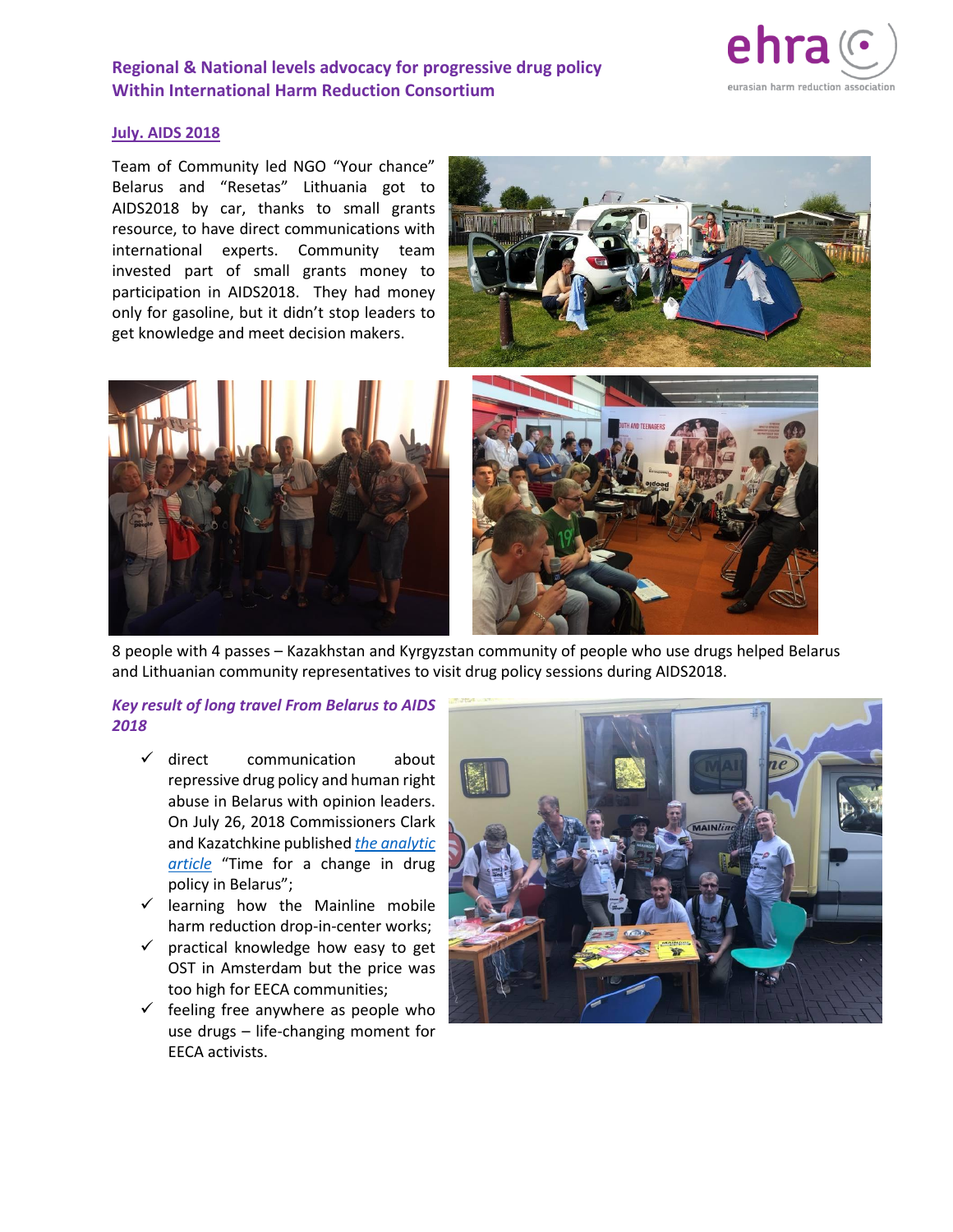Regional & National levels advocacy for progressive drug policy
Within International Harm Reduction Consortium

## July. AIDS 2018

Team of Community led NGO "Your chance" Belarus and "Resetas" Lithuania got to AIDS2018 by car, thanks to small grants resource, to have direct communications with international experts. Community team invested part of small grants money to participation in AIDS2018. They had money only for gasoline, but it didn't stop leaders to get knowledge and meet decision makers.

8 people with 4 passes – Kazakhstan and Kyrgyzstan community of people who use drugs helped Belarus and Lithuanian community representatives to visit drug policy sessions during AIDS2018.

### *Key result of long travel From Belarus to AIDS 2018*

- ✓ direct communication about repressive drug policy and human right abuse in Belarus with opinion leaders. On July 26, 2018 Commissioners Clark and Kazatchkine published *the analytic article* "Time for a change in drug policy in Belarus";
- ✓ learning how the Mainline mobile harm reduction drop-in-center works;
- ✓ practical knowledge how easy to get OST in Amsterdam but the price was too high for EECA communities;
- ✓ feeling free anywhere as people who use drugs – life-changing moment for EECA activists.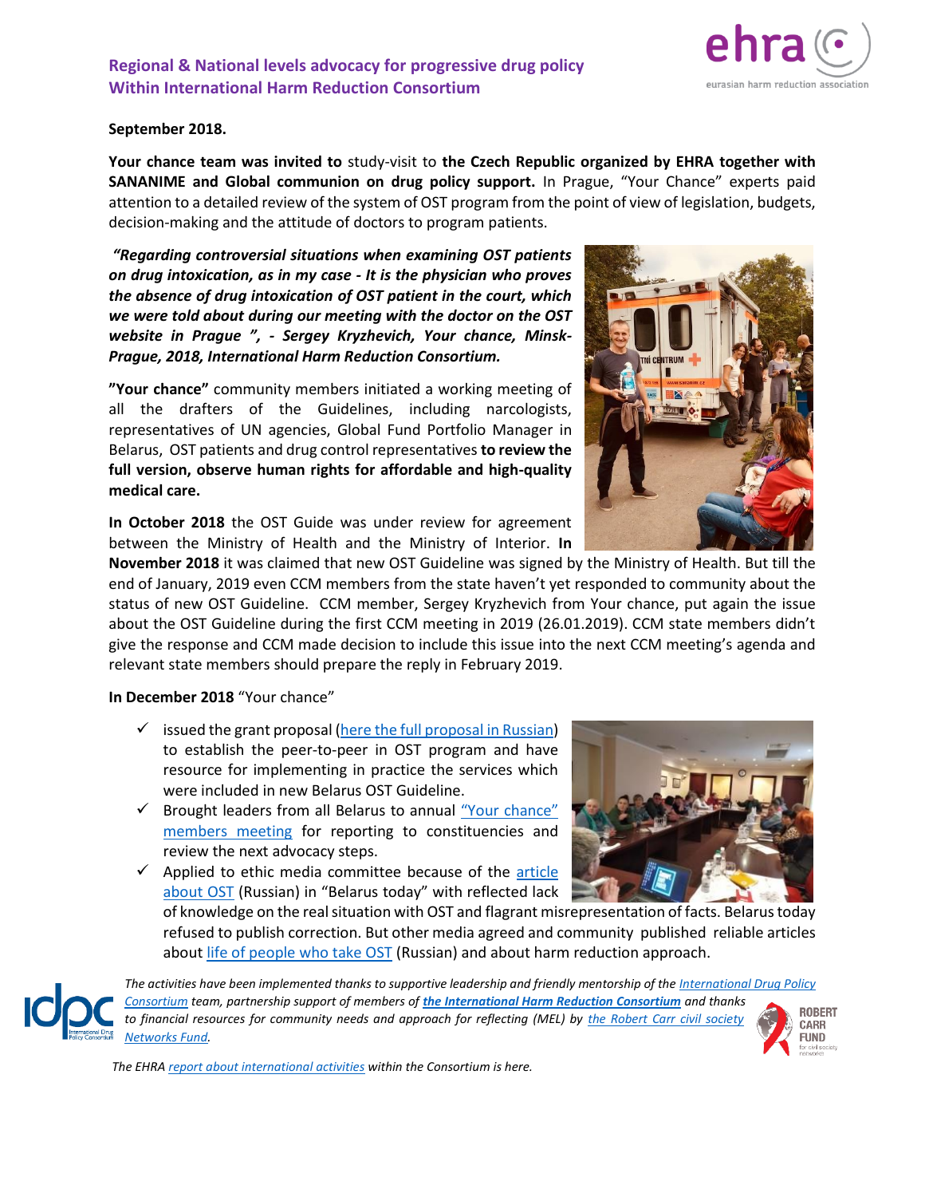## Regional & National levels advocacy for progressive drug policy Within International Harm Reduction Consortium

**September 2018.**

**Your chance team was invited to** study-visit to **the Czech Republic organized by EHRA together with SANANIME and Global communion on drug policy support.** In Prague, "Your Chance" experts paid attention to a detailed review of the system of OST program from the point of view of legislation, budgets, decision-making and the attitude of doctors to program patients.

***"Regarding controversial situations when examining OST patients on drug intoxication, as in my case - It is the physician who proves the absence of drug intoxication of OST patient in the court, which we were told about during our meeting with the doctor on the OST website in Prague ", - Sergey Kryzhevich, Your chance, Minsk-Prague, 2018, International Harm Reduction Consortium.***

**"Your chance"** community members initiated a working meeting of all the drafters of the Guidelines, including narcologists, representatives of UN agencies, Global Fund Portfolio Manager in Belarus, OST patients and drug control representatives **to review the full version, observe human rights for affordable and high-quality medical care.**

**In October 2018** the OST Guide was under review for agreement between the Ministry of Health and the Ministry of Interior. **In November 2018** it was claimed that new OST Guideline was signed by the Ministry of Health. But till the end of January, 2019 even CCM members from the state haven't yet responded to community about the status of new OST Guideline. CCM member, Sergey Kryzhevich from Your chance, put again the issue about the OST Guideline during the first CCM meeting in 2019 (26.01.2019). CCM state members didn't give the response and CCM made decision to include this issue into the next CCM meeting's agenda and relevant state members should prepare the reply in February 2019.

**In December 2018** "Your chance"

- ✓ issued the grant proposal (here the full proposal in Russian) to establish the peer-to-peer in OST program and have resource for implementing in practice the services which were included in new Belarus OST Guideline.
- ✓ Brought leaders from all Belarus to annual "Your chance" members meeting for reporting to constituencies and review the next advocacy steps.
- ✓ Applied to ethic media committee because of the article about OST (Russian) in "Belarus today" with reflected lack of knowledge on the real situation with OST and flagrant misrepresentation of facts. Belarus today refused to publish correction. But other media agreed and community published reliable articles about life of people who take OST (Russian) and about harm reduction approach.

*The activities have been implemented thanks to supportive leadership and friendly mentorship of the International Drug Policy Consortium team, partnership support of members of **the International Harm Reduction Consortium** and thanks to financial resources for community needs and approach for reflecting (MEL) by the Robert Carr civil society Networks Fund.*

*The EHRA report about international activities within the Consortium is here.*